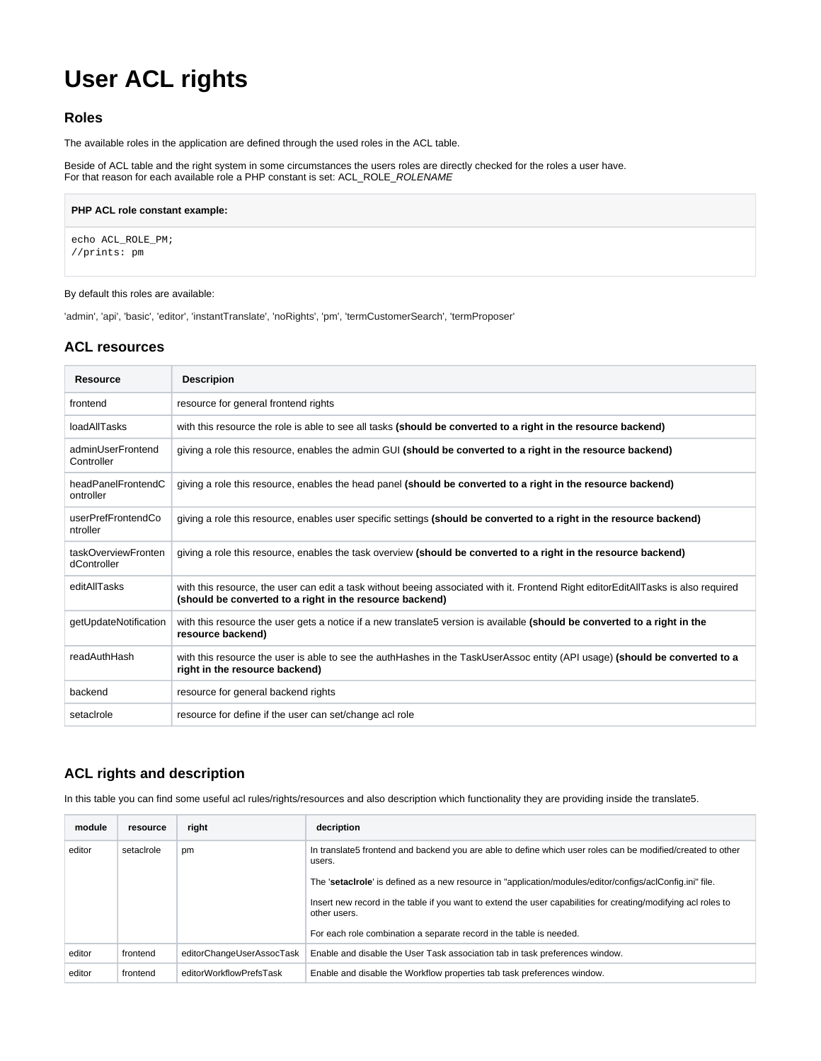# User ACL rights

## Roles

The available roles in the application are defined through the used roles in the ACL table.

Beside of ACL table and the right system in some circumstances the users roles are directly checked for the roles a user have.
For that reason for each available role a PHP constant is set: ACL_ROLE_*ROLENAME*

**PHP ACL role constant example:**

```
echo ACL_ROLE_PM;
//prints: pm
```

By default this roles are available:

'admin', 'api', 'basic', 'editor', 'instantTranslate', 'noRights', 'pm', 'termCustomerSearch', 'termProposer'

## ACL resources

| Resource | Descripion |
|---|---|
| frontend | resource for general frontend rights |
| loadAllTasks | with this resource the role is able to see all tasks **(should be converted to a right in the resource backend)** |
| adminUserFrontendController | giving a role this resource, enables the admin GUI **(should be converted to a right in the resource backend)** |
| headPanelFrontendController | giving a role this resource, enables the head panel **(should be converted to a right in the resource backend)** |
| userPrefFrontendController | giving a role this resource, enables user specific settings **(should be converted to a right in the resource backend)** |
| taskOverviewFrontendController | giving a role this resource, enables the task overview **(should be converted to a right in the resource backend)** |
| editAllTasks | with this resource, the user can edit a task without beeing associated with it. Frontend Right editorEditAllTasks is also required **(should be converted to a right in the resource backend)** |
| getUpdateNotification | with this resource the user gets a notice if a new translate5 version is available **(should be converted to a right in the resource backend)** |
| readAuthHash | with this resource the user is able to see the authHashes in the TaskUserAssoc entity (API usage) **(should be converted to a right in the resource backend)** |
| backend | resource for general backend rights |
| setaclrole | resource for define if the user can set/change acl role |

## ACL rights and description

In this table you can find some useful acl rules/rights/resources and also description which functionality they are providing inside the translate5.

| module | resource | right | decription |
|---|---|---|---|
| editor | setaclrole | pm | In translate5 frontend and backend you are able to define which user roles can be modified/created to other users.<br><br>The '**setaclrole**' is defined as a new resource in "application/modules/editor/configs/aclConfig.ini" file.<br><br>Insert new record in the table if you want to extend the user capabilities for creating/modifying acl roles to other users.<br><br>For each role combination a separate record in the table is needed. |
| editor | frontend | editorChangeUserAssocTask | Enable and disable the User Task association tab in task preferences window. |
| editor | frontend | editorWorkflowPrefsTask | Enable and disable the Workflow properties tab task preferences window. |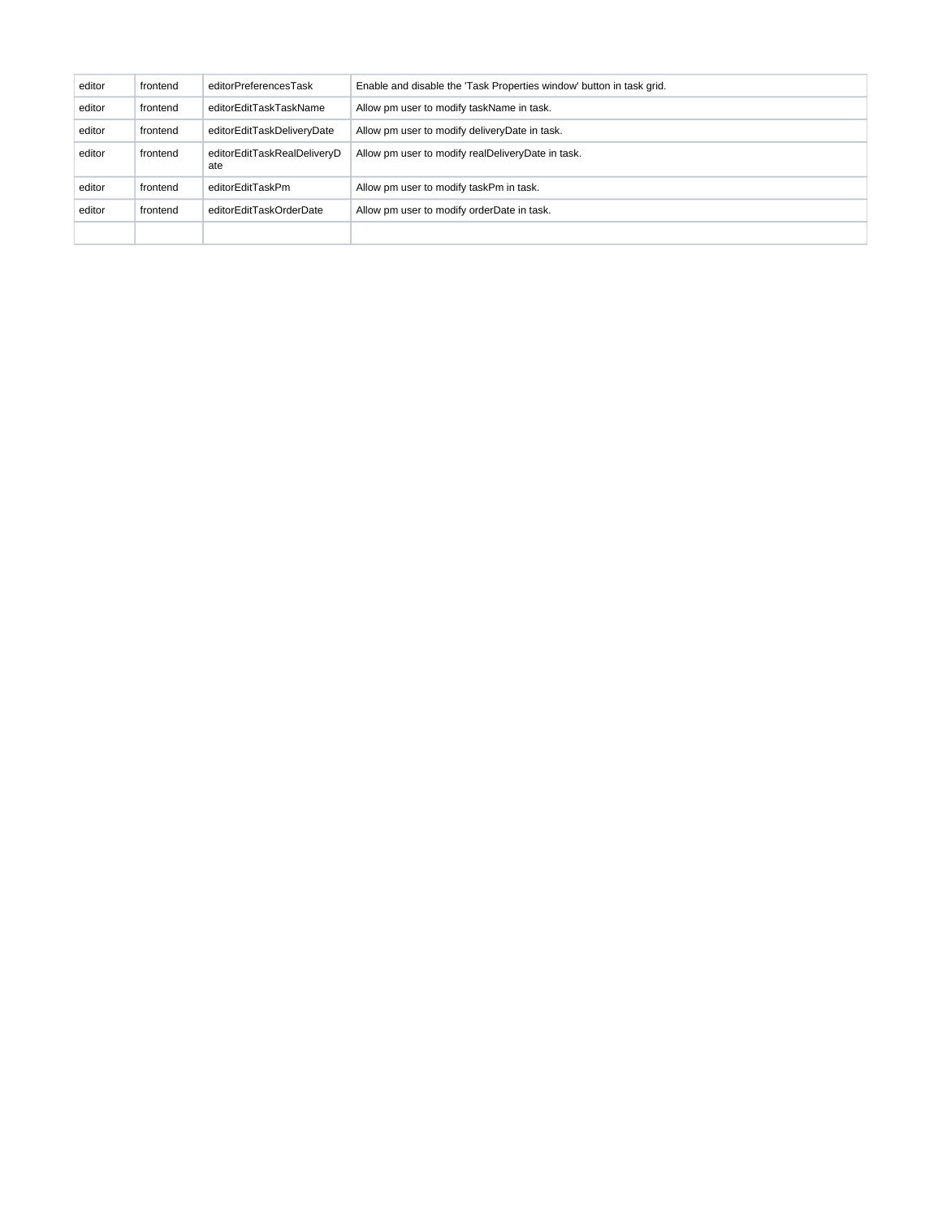| | | | |
|---|---|---|---|
| editor | frontend | editorPreferencesTask | Enable and disable the 'Task Properties window' button in task grid. |
| editor | frontend | editorEditTaskTaskName | Allow pm user to modify taskName in task. |
| editor | frontend | editorEditTaskDeliveryDate | Allow pm user to modify deliveryDate in task. |
| editor | frontend | editorEditTaskRealDeliveryDate | Allow pm user to modify realDeliveryDate in task. |
| editor | frontend | editorEditTaskPm | Allow pm user to modify taskPm in task. |
| editor | frontend | editorEditTaskOrderDate | Allow pm user to modify orderDate in task. |
| | | | |